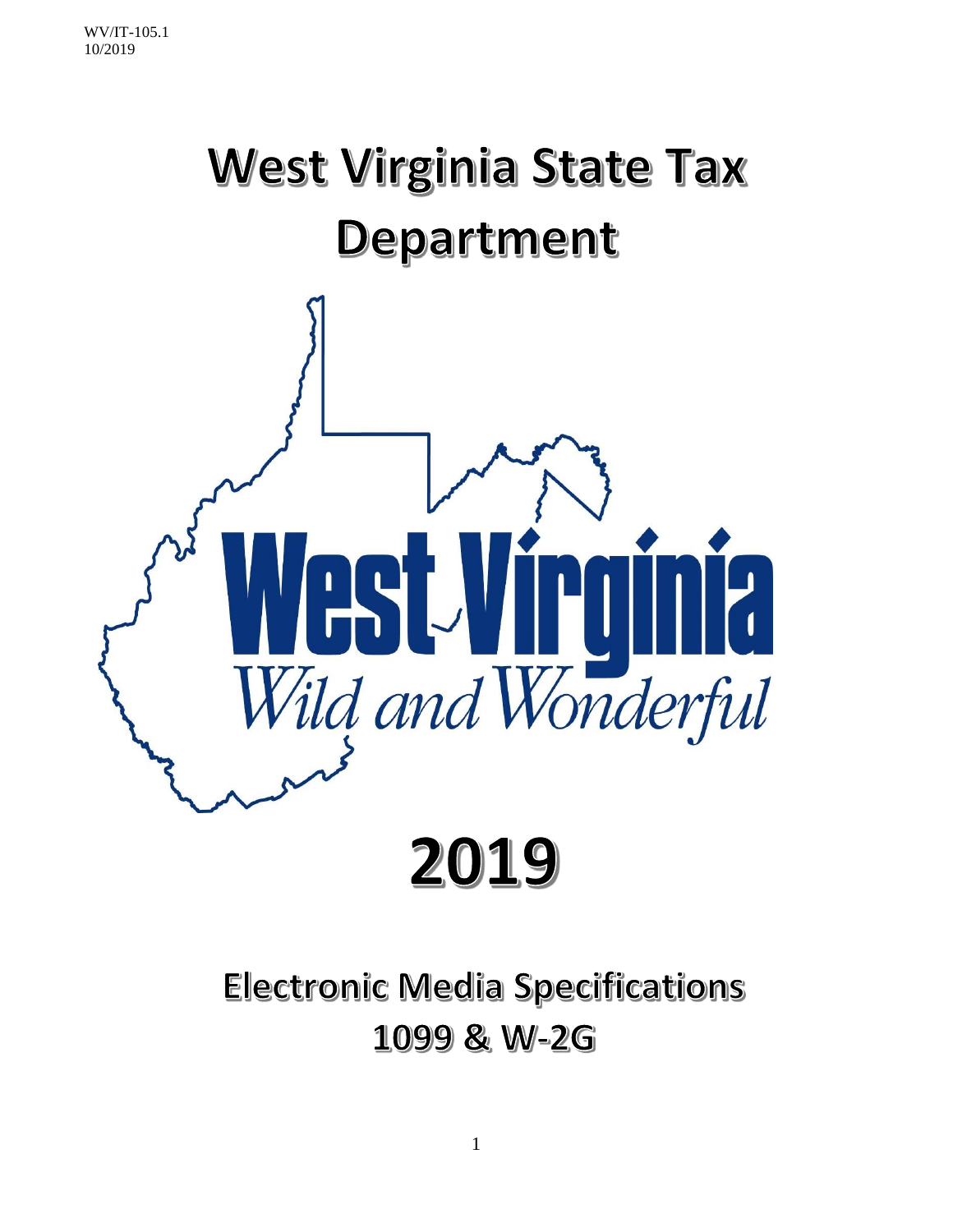WV/IT-105.1
10/2019

# West Virginia State Tax Department

West Virginia
*Wild and Wonderful*

# 2019

## Electronic Media Specifications 1099 & W-2G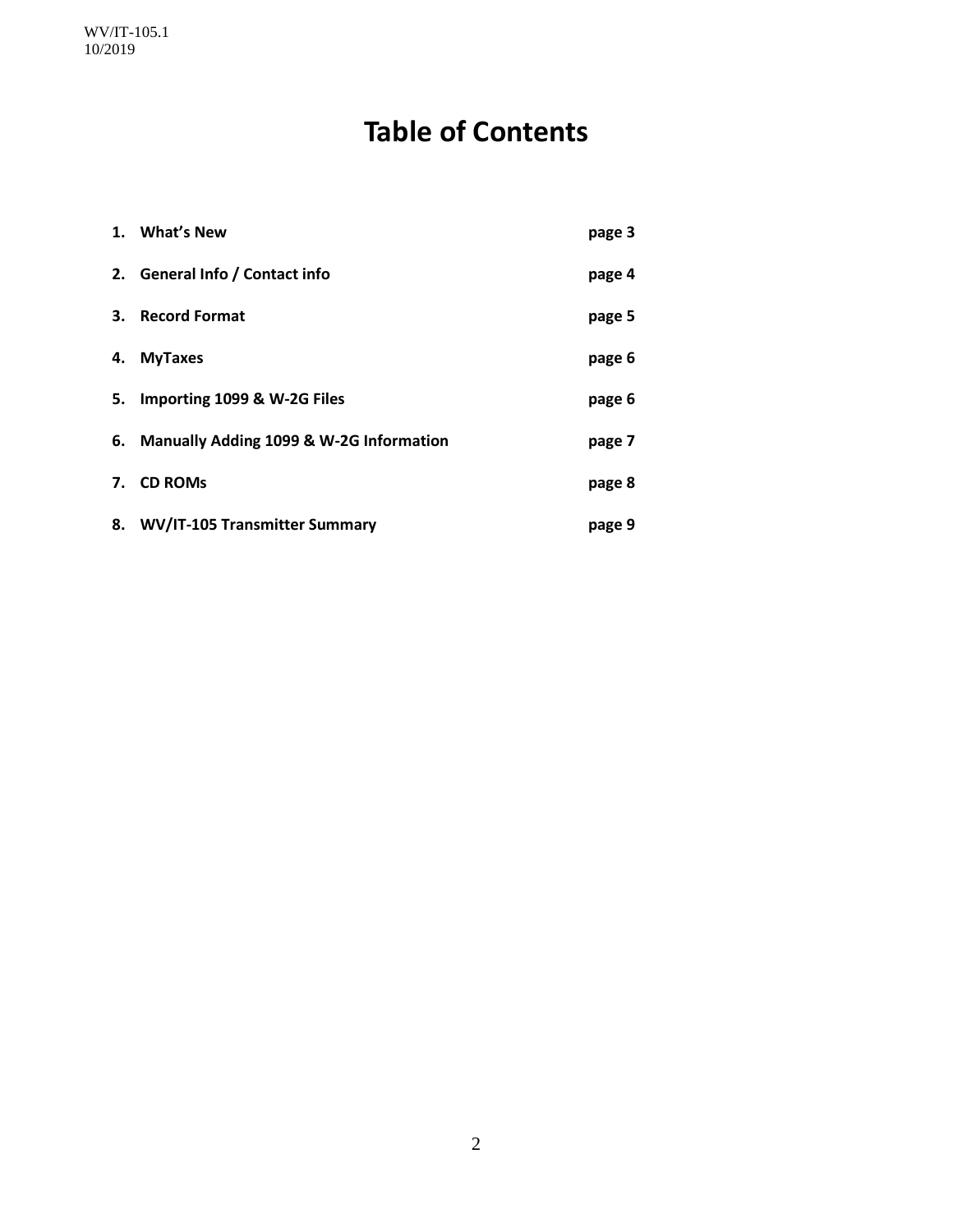# Table of Contents

| | | |
|---|---|---|
| **1.** | **What's New** | **page 3** |
| **2.** | **General Info / Contact info** | **page 4** |
| **3.** | **Record Format** | **page 5** |
| **4.** | **MyTaxes** | **page 6** |
| **5.** | **Importing 1099 & W-2G Files** | **page 6** |
| **6.** | **Manually Adding 1099 & W-2G Information** | **page 7** |
| **7.** | **CD ROMs** | **page 8** |
| **8.** | **WV/IT-105 Transmitter Summary** | **page 9** |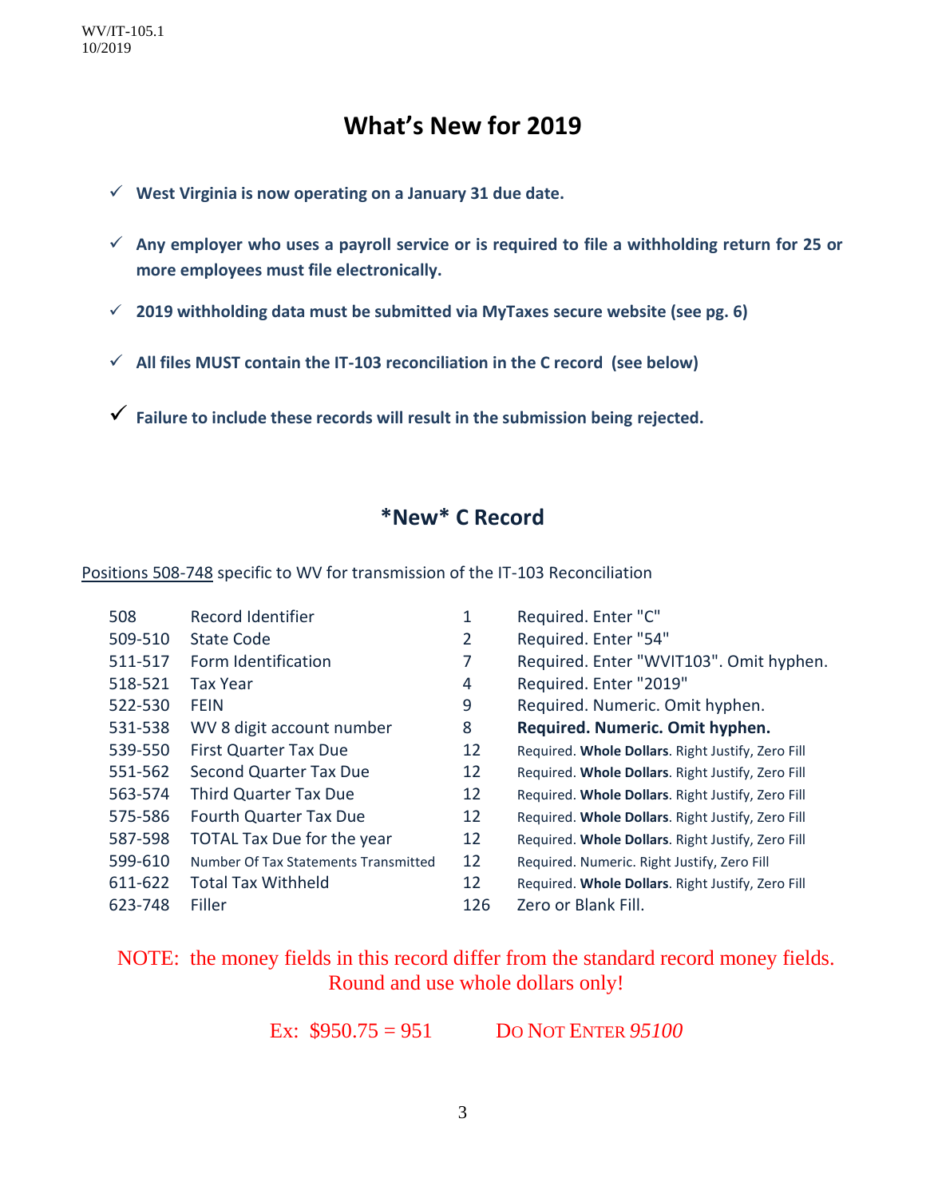WV/IT-105.1
10/2019

# What's New for 2019

- ✓ **West Virginia is now operating on a January 31 due date.**
- ✓ **Any employer who uses a payroll service or is required to file a withholding return for 25 or more employees must file electronically.**
- ✓ **2019 withholding data must be submitted via MyTaxes secure website (see pg. 6)**
- ✓ **All files MUST contain the IT-103 reconciliation in the C record (see below)**
- ✓ **Failure to include these records will result in the submission being rejected.**

## *New* C Record

Positions 508-748 specific to WV for transmission of the IT-103 Reconciliation

| Position | Field | Length | Description |
|---|---|---|---|
| 508 | Record Identifier | 1 | Required. Enter "C" |
| 509-510 | State Code | 2 | Required. Enter "54" |
| 511-517 | Form Identification | 7 | Required. Enter "WVIT103". Omit hyphen. |
| 518-521 | Tax Year | 4 | Required. Enter "2019" |
| 522-530 | FEIN | 9 | Required. Numeric. Omit hyphen. |
| 531-538 | WV 8 digit account number | 8 | **Required. Numeric. Omit hyphen.** |
| 539-550 | First Quarter Tax Due | 12 | Required. **Whole Dollars**. Right Justify, Zero Fill |
| 551-562 | Second Quarter Tax Due | 12 | Required. **Whole Dollars**. Right Justify, Zero Fill |
| 563-574 | Third Quarter Tax Due | 12 | Required. **Whole Dollars**. Right Justify, Zero Fill |
| 575-586 | Fourth Quarter Tax Due | 12 | Required. **Whole Dollars**. Right Justify, Zero Fill |
| 587-598 | TOTAL Tax Due for the year | 12 | Required. **Whole Dollars**. Right Justify, Zero Fill |
| 599-610 | Number Of Tax Statements Transmitted | 12 | Required. Numeric. Right Justify, Zero Fill |
| 611-622 | Total Tax Withheld | 12 | Required. **Whole Dollars**. Right Justify, Zero Fill |
| 623-748 | Filler | 126 | Zero or Blank Fill. |

NOTE: the money fields in this record differ from the standard record money fields. Round and use whole dollars only!

Ex: $950.75 = 951 DO NOT ENTER *95100*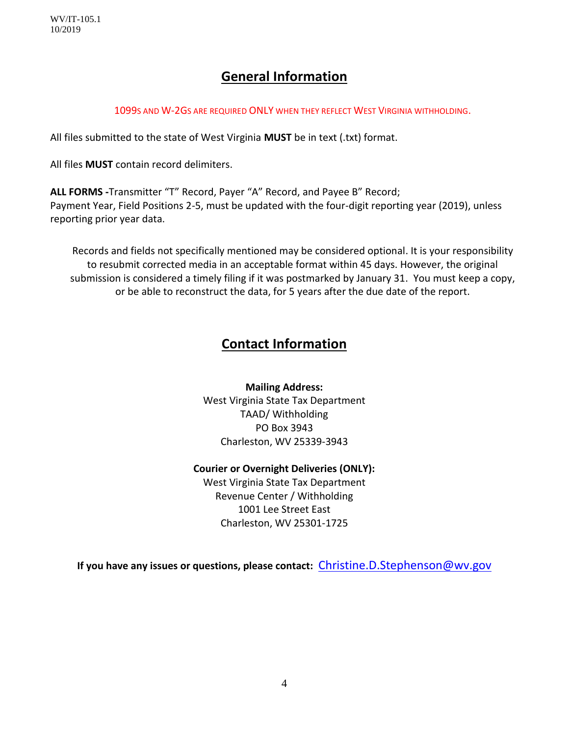WV/IT-105.1
10/2019

## General Information

1099S AND W-2GS ARE REQUIRED ONLY WHEN THEY REFLECT WEST VIRGINIA WITHHOLDING.

All files submitted to the state of West Virginia **MUST** be in text (.txt) format.

All files **MUST** contain record delimiters.

**ALL FORMS -**Transmitter "T" Record, Payer "A" Record, and Payee B" Record;
Payment Year, Field Positions 2-5, must be updated with the four-digit reporting year (2019), unless reporting prior year data.

Records and fields not specifically mentioned may be considered optional. It is your responsibility to resubmit corrected media in an acceptable format within 45 days. However, the original submission is considered a timely filing if it was postmarked by January 31. You must keep a copy, or be able to reconstruct the data, for 5 years after the due date of the report.

## Contact Information

**Mailing Address:**
West Virginia State Tax Department
TAAD/ Withholding
PO Box 3943
Charleston, WV 25339-3943

**Courier or Overnight Deliveries (ONLY):**
West Virginia State Tax Department
Revenue Center / Withholding
1001 Lee Street East
Charleston, WV 25301-1725

**If you have any issues or questions, please contact:** Christine.D.Stephenson@wv.gov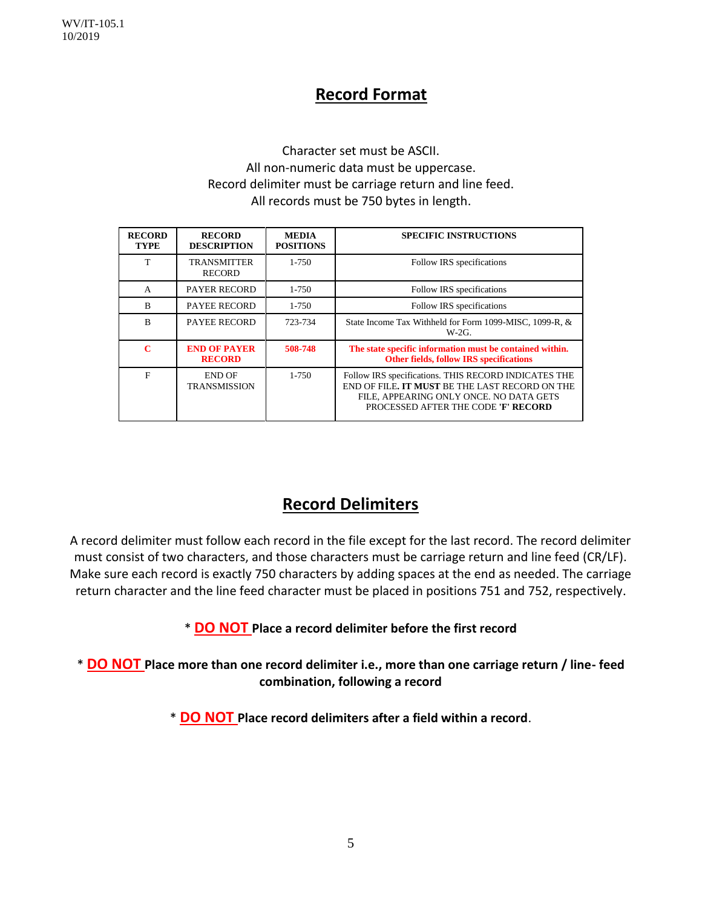WV/IT-105.1
10/2019

## Record Format

Character set must be ASCII.
All non-numeric data must be uppercase.
Record delimiter must be carriage return and line feed.
All records must be 750 bytes in length.

| RECORD TYPE | RECORD DESCRIPTION | MEDIA POSITIONS | SPECIFIC INSTRUCTIONS |
|---|---|---|---|
| T | TRANSMITTER RECORD | 1-750 | Follow IRS specifications |
| A | PAYER RECORD | 1-750 | Follow IRS specifications |
| B | PAYEE RECORD | 1-750 | Follow IRS specifications |
| B | PAYEE RECORD | 723-734 | State Income Tax Withheld for Form 1099-MISC, 1099-R, & W-2G. |
| **C** | **END OF PAYER RECORD** | **508-748** | **The state specific information must be contained within. Other fields, follow IRS specifications** |
| F | END OF TRANSMISSION | 1-750 | Follow IRS specifications. THIS RECORD INDICATES THE END OF FILE**. IT MUST** BE THE LAST RECORD ON THE FILE, APPEARING ONLY ONCE. NO DATA GETS PROCESSED AFTER THE CODE **'F' RECORD** |

## Record Delimiters

A record delimiter must follow each record in the file except for the last record. The record delimiter must consist of two characters, and those characters must be carriage return and line feed (CR/LF). Make sure each record is exactly 750 characters by adding spaces at the end as needed. The carriage return character and the line feed character must be placed in positions 751 and 752, respectively.

\* **DO NOT Place a record delimiter before the first record**

\* **DO NOT Place more than one record delimiter i.e., more than one carriage return / line- feed combination, following a record**

\* **DO NOT Place record delimiters after a field within a record**.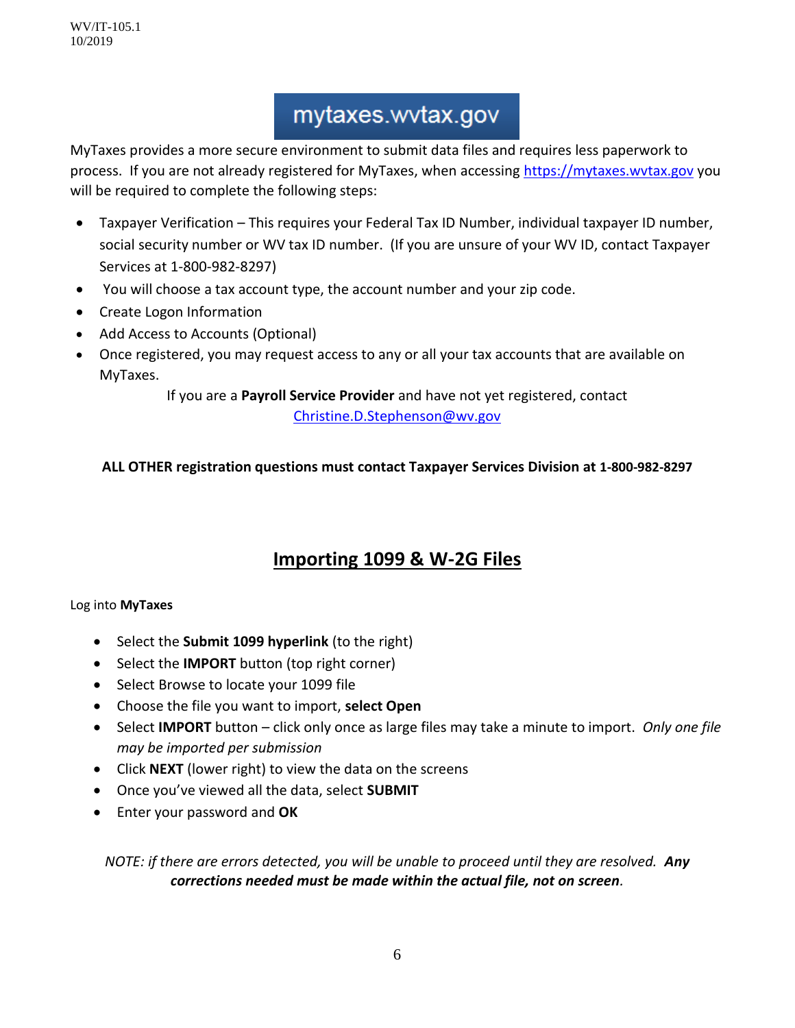# mytaxes.wvtax.gov

MyTaxes provides a more secure environment to submit data files and requires less paperwork to process. If you are not already registered for MyTaxes, when accessing https://mytaxes.wvtax.gov you will be required to complete the following steps:

- Taxpayer Verification – This requires your Federal Tax ID Number, individual taxpayer ID number, social security number or WV tax ID number. (If you are unsure of your WV ID, contact Taxpayer Services at 1-800-982-8297)
- You will choose a tax account type, the account number and your zip code.
- Create Logon Information
- Add Access to Accounts (Optional)
- Once registered, you may request access to any or all your tax accounts that are available on MyTaxes.

If you are a **Payroll Service Provider** and have not yet registered, contact Christine.D.Stephenson@wv.gov

**ALL OTHER registration questions must contact Taxpayer Services Division at 1-800-982-8297**

## Importing 1099 & W-2G Files

Log into **MyTaxes**

- Select the **Submit 1099 hyperlink** (to the right)
- Select the **IMPORT** button (top right corner)
- Select Browse to locate your 1099 file
- Choose the file you want to import, **select Open**
- Select **IMPORT** button – click only once as large files may take a minute to import. *Only one file may be imported per submission*
- Click **NEXT** (lower right) to view the data on the screens
- Once you've viewed all the data, select **SUBMIT**
- Enter your password and **OK**

*NOTE: if there are errors detected, you will be unable to proceed until they are resolved.* ***Any corrections needed must be made within the actual file, not on screen****.*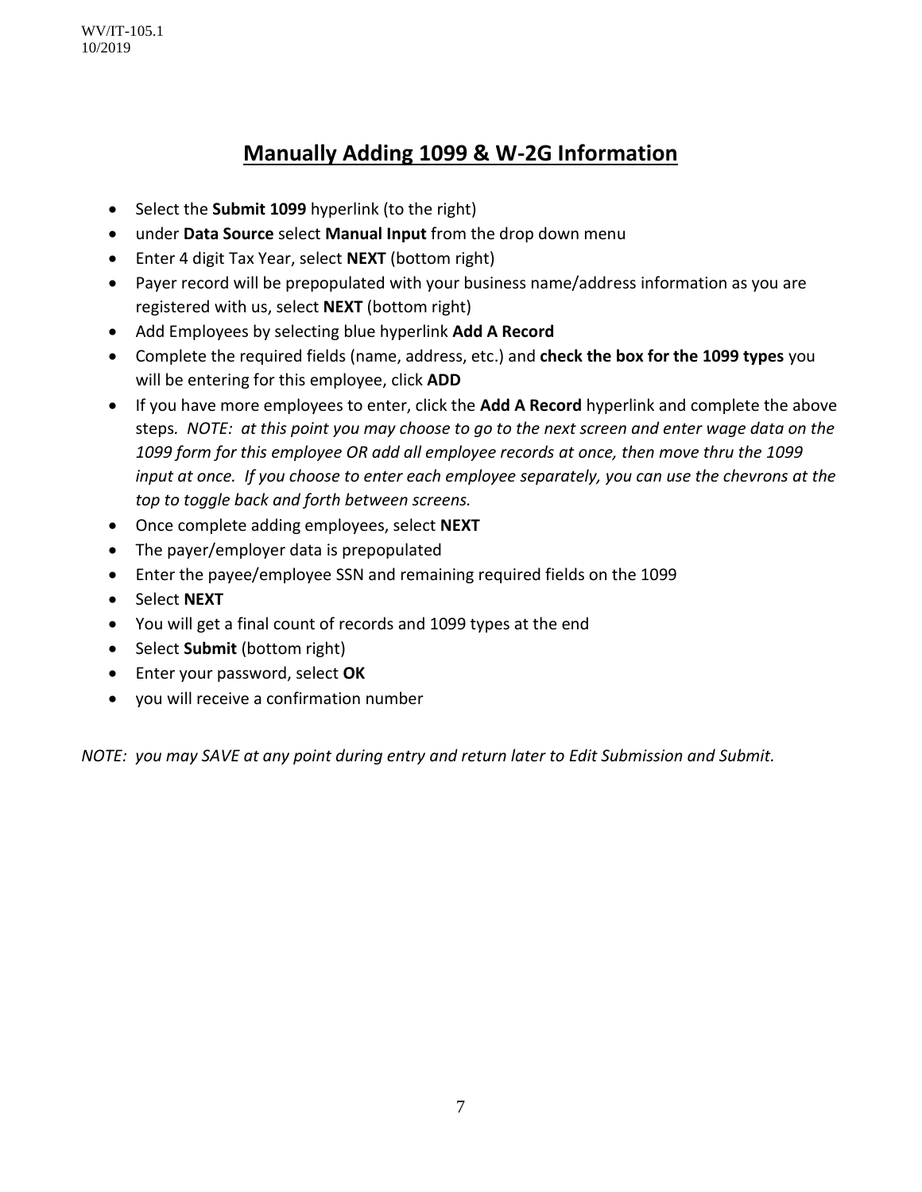# Manually Adding 1099 & W-2G Information

- Select the **Submit 1099** hyperlink (to the right)
- under **Data Source** select **Manual Input** from the drop down menu
- Enter 4 digit Tax Year, select **NEXT** (bottom right)
- Payer record will be prepopulated with your business name/address information as you are registered with us, select **NEXT** (bottom right)
- Add Employees by selecting blue hyperlink **Add A Record**
- Complete the required fields (name, address, etc.) and **check the box for the 1099 types** you will be entering for this employee, click **ADD**
- If you have more employees to enter, click the **Add A Record** hyperlink and complete the above steps. *NOTE: at this point you may choose to go to the next screen and enter wage data on the 1099 form for this employee OR add all employee records at once, then move thru the 1099 input at once. If you choose to enter each employee separately, you can use the chevrons at the top to toggle back and forth between screens.*
- Once complete adding employees, select **NEXT**
- The payer/employer data is prepopulated
- Enter the payee/employee SSN and remaining required fields on the 1099
- Select **NEXT**
- You will get a final count of records and 1099 types at the end
- Select **Submit** (bottom right)
- Enter your password, select **OK**
- you will receive a confirmation number

*NOTE: you may SAVE at any point during entry and return later to Edit Submission and Submit.*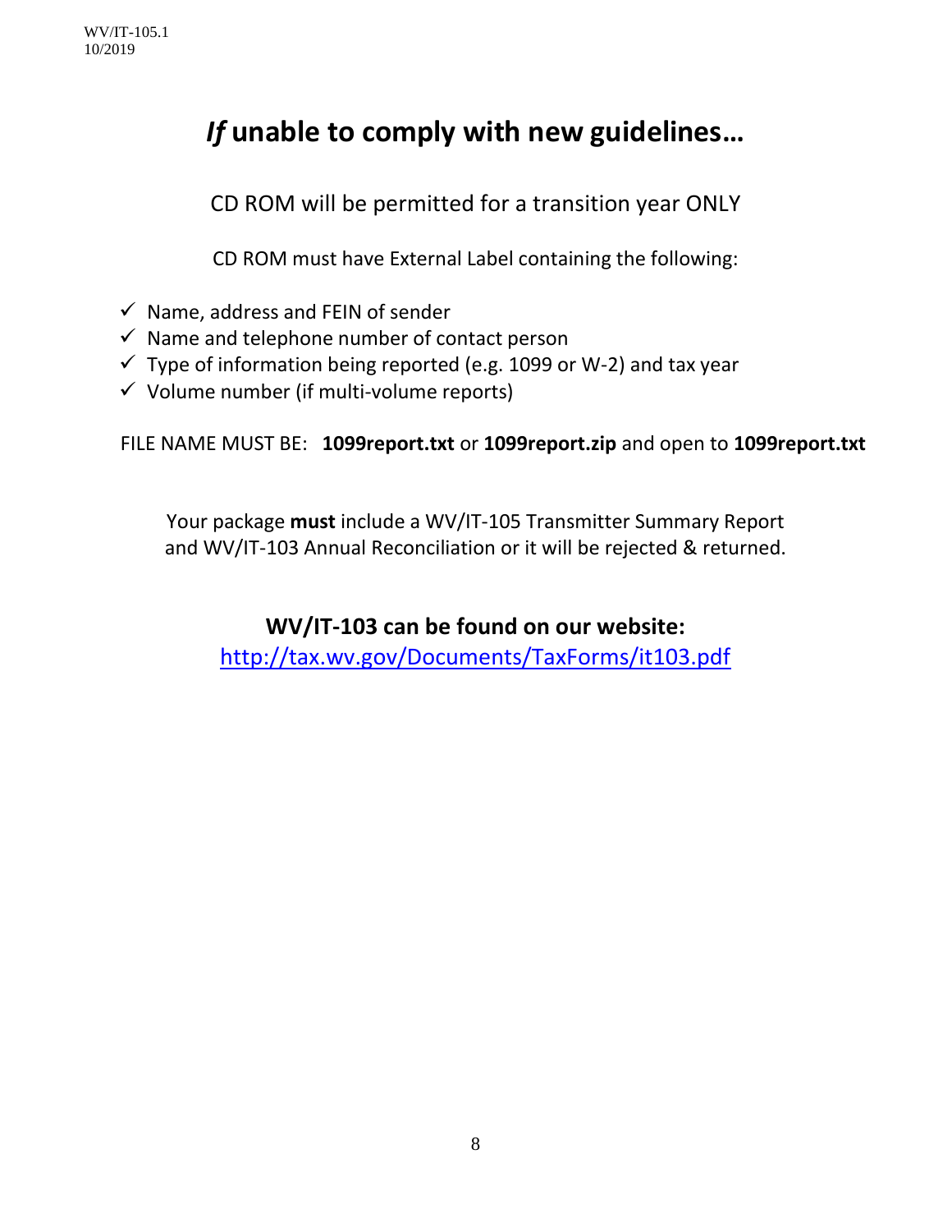# *If* unable to comply with new guidelines…

CD ROM will be permitted for a transition year ONLY

CD ROM must have External Label containing the following:

- ✓ Name, address and FEIN of sender
- ✓ Name and telephone number of contact person
- ✓ Type of information being reported (e.g. 1099 or W-2) and tax year
- ✓ Volume number (if multi-volume reports)

FILE NAME MUST BE: **1099report.txt** or **1099report.zip** and open to **1099report.txt**

Your package **must** include a WV/IT-105 Transmitter Summary Report and WV/IT-103 Annual Reconciliation or it will be rejected & returned.

**WV/IT-103 can be found on our website:**
http://tax.wv.gov/Documents/TaxForms/it103.pdf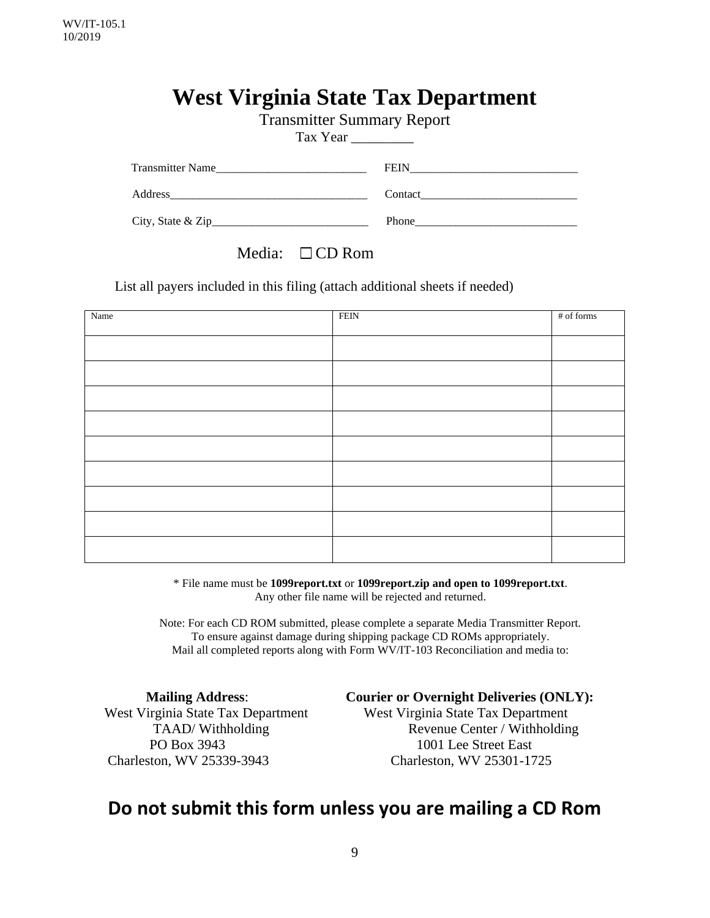WV/IT-105.1
10/2019

# West Virginia State Tax Department

Transmitter Summary Report

Tax Year _________

Transmitter Name__________________________ FEIN_____________________________

Address__________________________________ Contact___________________________

City, State & Zip___________________________ Phone____________________________

Media: ☐ CD Rom

List all payers included in this filing (attach additional sheets if needed)

| Name | FEIN | # of forms |
|---|---|---|
| | | |
| | | |
| | | |
| | | |
| | | |
| | | |
| | | |
| | | |
| | | |

\* File name must be **1099report.txt** or **1099report.zip and open to 1099report.txt**. Any other file name will be rejected and returned.

Note: For each CD ROM submitted, please complete a separate Media Transmitter Report. To ensure against damage during shipping package CD ROMs appropriately. Mail all completed reports along with Form WV/IT-103 Reconciliation and media to:

**Mailing Address**:
West Virginia State Tax Department
TAAD/ Withholding
PO Box 3943
Charleston, WV 25339-3943

**Courier or Overnight Deliveries (ONLY):**
West Virginia State Tax Department
Revenue Center / Withholding
1001 Lee Street East
Charleston, WV 25301-1725

## Do not submit this form unless you are mailing a CD Rom